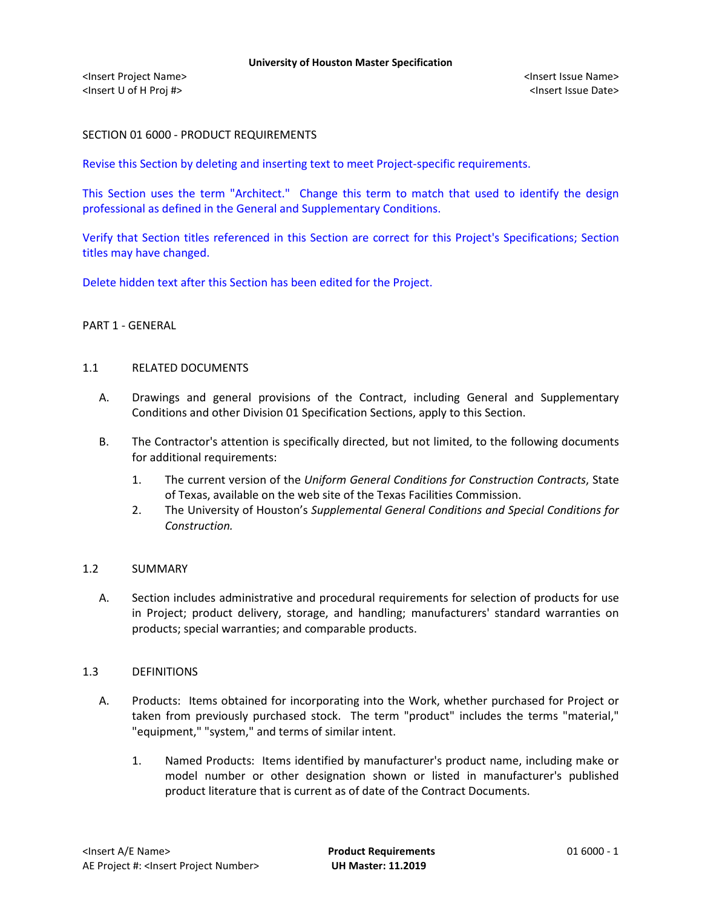# SECTION 01 6000 - PRODUCT REQUIREMENTS

Revise this Section by deleting and inserting text to meet Project-specific requirements.

This Section uses the term "Architect." Change this term to match that used to identify the design professional as defined in the General and Supplementary Conditions.

Verify that Section titles referenced in this Section are correct for this Project's Specifications; Section titles may have changed.

Delete hidden text after this Section has been edited for the Project.

## PART 1 - GENERAL

### 1.1 RELATED DOCUMENTS

A. Drawings and general provisions of the Contract, including General and Supplementary Conditions and other Division 01 Specification Sections, apply to this Section.

B. The Contractor's attention is specifically directed, but not limited, to the following documents for additional requirements:

1. The current version of the *Uniform General Conditions for Construction Contracts*, State of Texas, available on the web site of the Texas Facilities Commission.
2. The University of Houston's *Supplemental General Conditions and Special Conditions for Construction.*

### 1.2 SUMMARY

A. Section includes administrative and procedural requirements for selection of products for use in Project; product delivery, storage, and handling; manufacturers' standard warranties on products; special warranties; and comparable products.

### 1.3 DEFINITIONS

A. Products: Items obtained for incorporating into the Work, whether purchased for Project or taken from previously purchased stock. The term "product" includes the terms "material," "equipment," "system," and terms of similar intent.

1. Named Products: Items identified by manufacturer's product name, including make or model number or other designation shown or listed in manufacturer's published product literature that is current as of date of the Contract Documents.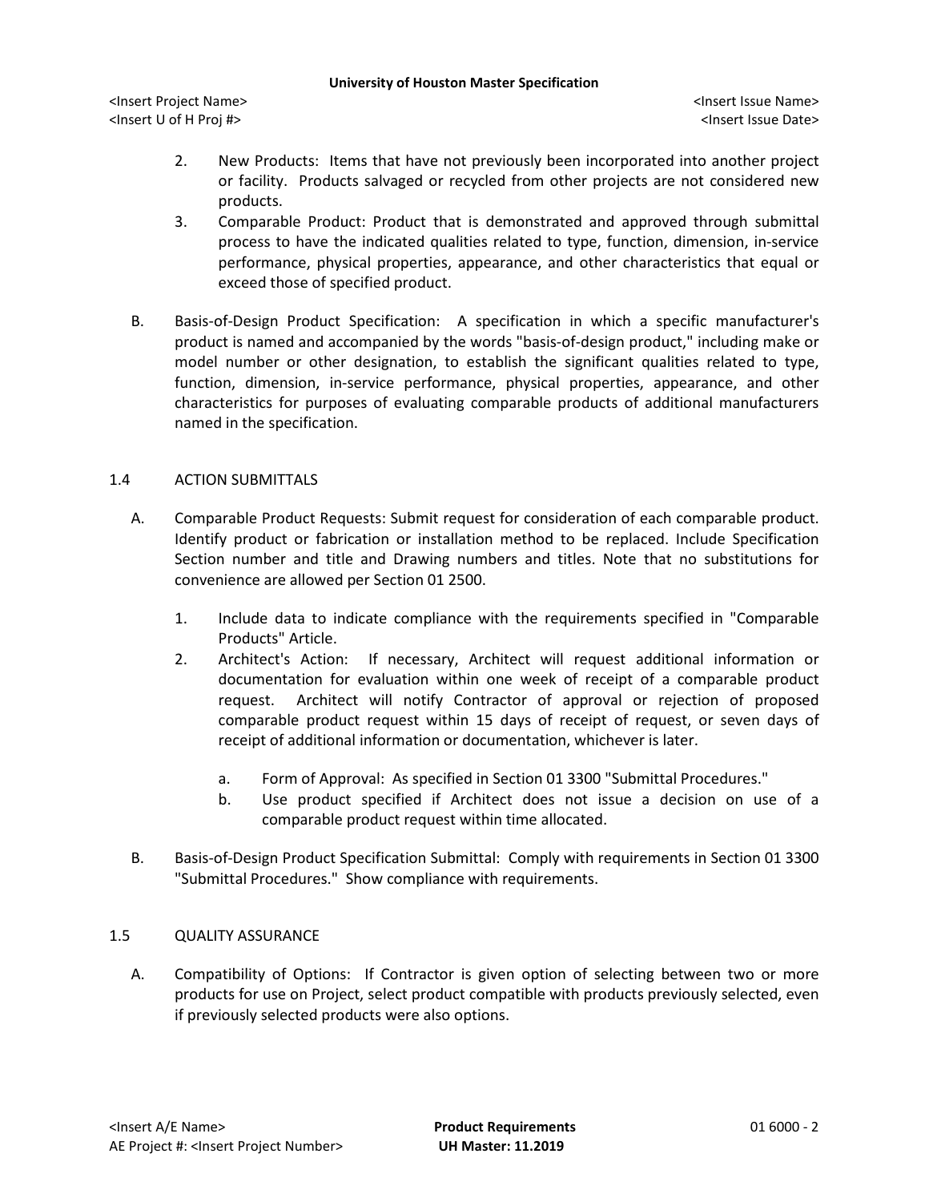2. New Products: Items that have not previously been incorporated into another project or facility. Products salvaged or recycled from other projects are not considered new products.
3. Comparable Product: Product that is demonstrated and approved through submittal process to have the indicated qualities related to type, function, dimension, in-service performance, physical properties, appearance, and other characteristics that equal or exceed those of specified product.

B. Basis-of-Design Product Specification: A specification in which a specific manufacturer's product is named and accompanied by the words "basis-of-design product," including make or model number or other designation, to establish the significant qualities related to type, function, dimension, in-service performance, physical properties, appearance, and other characteristics for purposes of evaluating comparable products of additional manufacturers named in the specification.

## 1.4 ACTION SUBMITTALS

A. Comparable Product Requests: Submit request for consideration of each comparable product. Identify product or fabrication or installation method to be replaced. Include Specification Section number and title and Drawing numbers and titles. Note that no substitutions for convenience are allowed per Section 01 2500.

1. Include data to indicate compliance with the requirements specified in "Comparable Products" Article.
2. Architect's Action: If necessary, Architect will request additional information or documentation for evaluation within one week of receipt of a comparable product request. Architect will notify Contractor of approval or rejection of proposed comparable product request within 15 days of receipt of request, or seven days of receipt of additional information or documentation, whichever is later.

   a. Form of Approval: As specified in Section 01 3300 "Submittal Procedures."
   b. Use product specified if Architect does not issue a decision on use of a comparable product request within time allocated.

B. Basis-of-Design Product Specification Submittal: Comply with requirements in Section 01 3300 "Submittal Procedures." Show compliance with requirements.

## 1.5 QUALITY ASSURANCE

A. Compatibility of Options: If Contractor is given option of selecting between two or more products for use on Project, select product compatible with products previously selected, even if previously selected products were also options.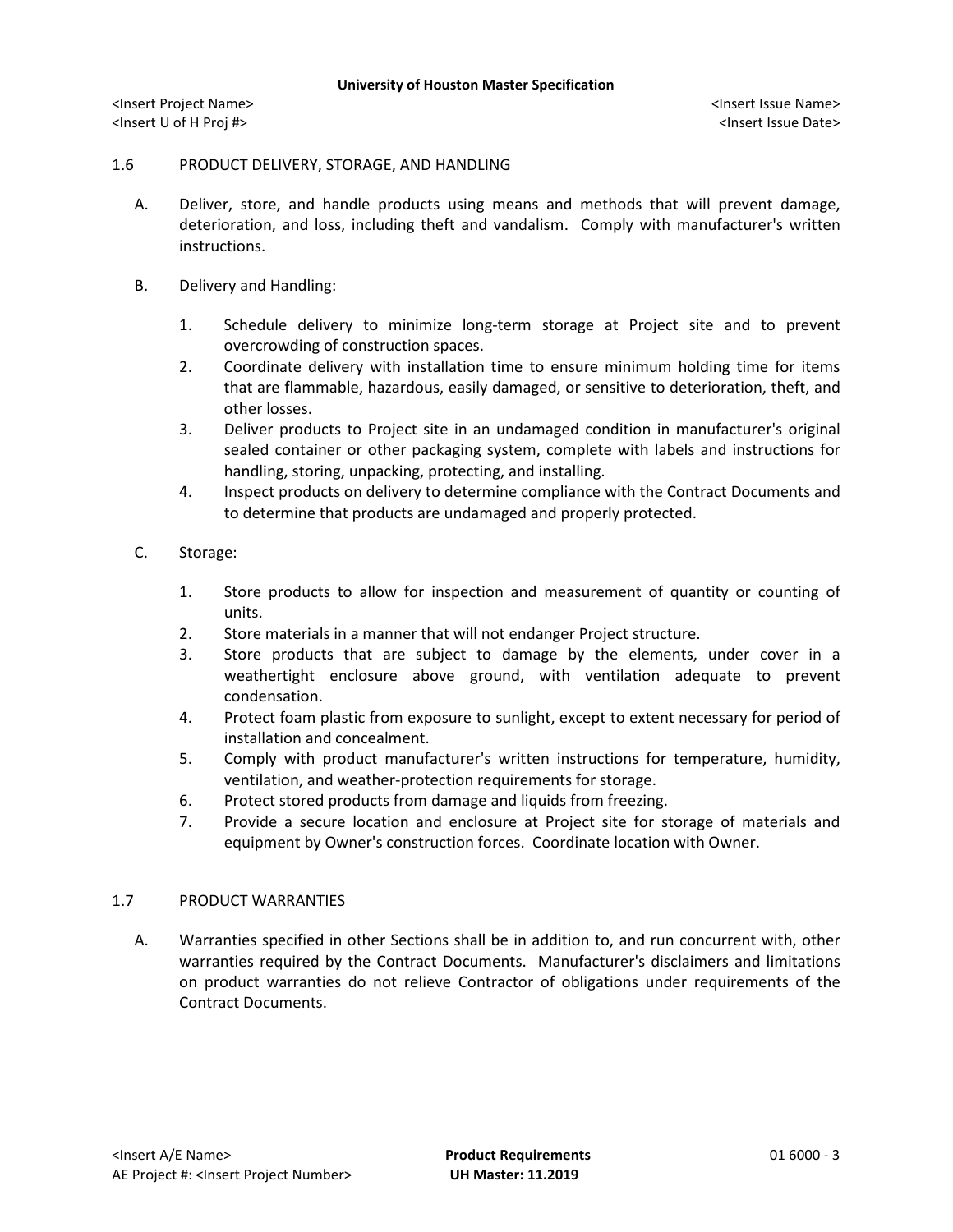## 1.6 PRODUCT DELIVERY, STORAGE, AND HANDLING

A. Deliver, store, and handle products using means and methods that will prevent damage, deterioration, and loss, including theft and vandalism. Comply with manufacturer's written instructions.

B. Delivery and Handling:

1. Schedule delivery to minimize long-term storage at Project site and to prevent overcrowding of construction spaces.
2. Coordinate delivery with installation time to ensure minimum holding time for items that are flammable, hazardous, easily damaged, or sensitive to deterioration, theft, and other losses.
3. Deliver products to Project site in an undamaged condition in manufacturer's original sealed container or other packaging system, complete with labels and instructions for handling, storing, unpacking, protecting, and installing.
4. Inspect products on delivery to determine compliance with the Contract Documents and to determine that products are undamaged and properly protected.

C. Storage:

1. Store products to allow for inspection and measurement of quantity or counting of units.
2. Store materials in a manner that will not endanger Project structure.
3. Store products that are subject to damage by the elements, under cover in a weathertight enclosure above ground, with ventilation adequate to prevent condensation.
4. Protect foam plastic from exposure to sunlight, except to extent necessary for period of installation and concealment.
5. Comply with product manufacturer's written instructions for temperature, humidity, ventilation, and weather-protection requirements for storage.
6. Protect stored products from damage and liquids from freezing.
7. Provide a secure location and enclosure at Project site for storage of materials and equipment by Owner's construction forces. Coordinate location with Owner.

## 1.7 PRODUCT WARRANTIES

A. Warranties specified in other Sections shall be in addition to, and run concurrent with, other warranties required by the Contract Documents. Manufacturer's disclaimers and limitations on product warranties do not relieve Contractor of obligations under requirements of the Contract Documents.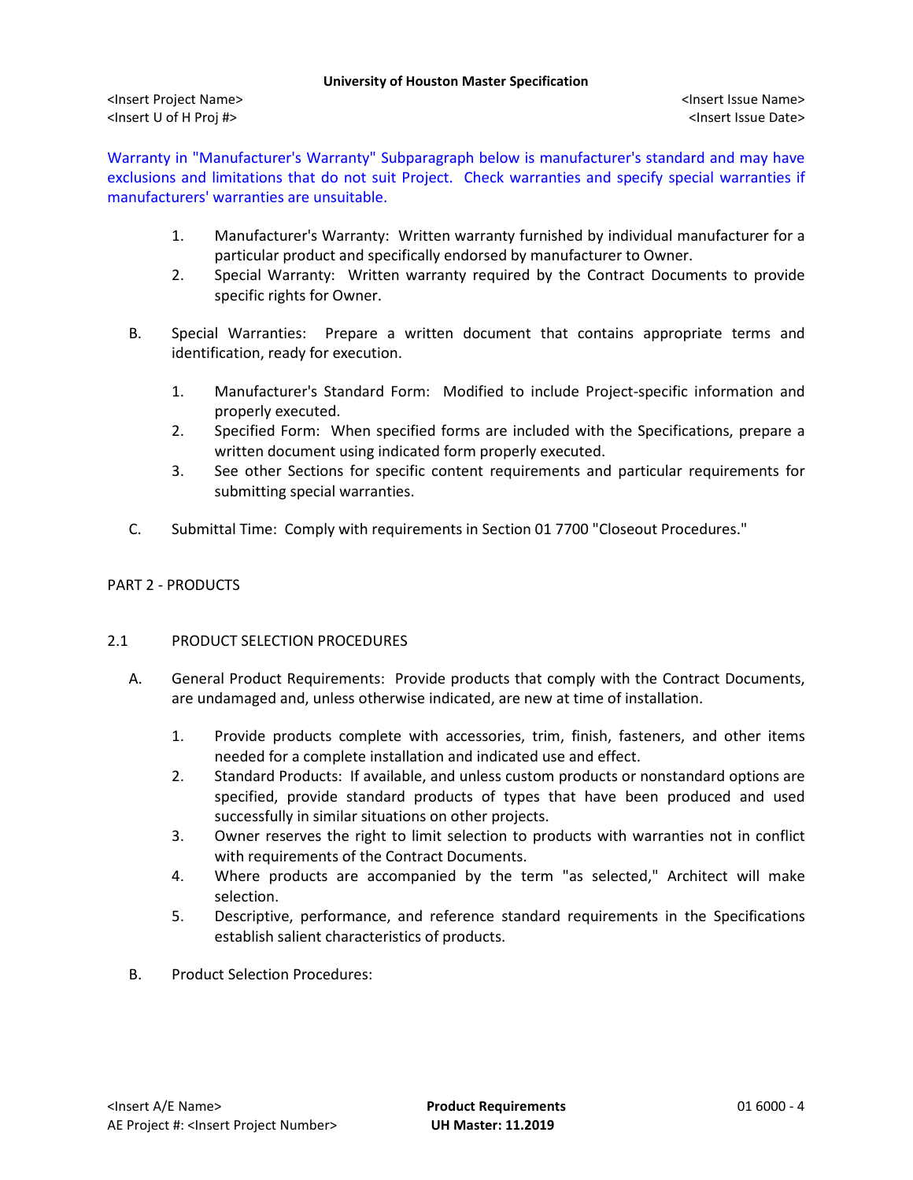Warranty in "Manufacturer's Warranty" Subparagraph below is manufacturer's standard and may have exclusions and limitations that do not suit Project. Check warranties and specify special warranties if manufacturers' warranties are unsuitable.

1. Manufacturer's Warranty: Written warranty furnished by individual manufacturer for a particular product and specifically endorsed by manufacturer to Owner.
2. Special Warranty: Written warranty required by the Contract Documents to provide specific rights for Owner.

B. Special Warranties: Prepare a written document that contains appropriate terms and identification, ready for execution.

1. Manufacturer's Standard Form: Modified to include Project-specific information and properly executed.
2. Specified Form: When specified forms are included with the Specifications, prepare a written document using indicated form properly executed.
3. See other Sections for specific content requirements and particular requirements for submitting special warranties.

C. Submittal Time: Comply with requirements in Section 01 7700 "Closeout Procedures."

## PART 2 - PRODUCTS

### 2.1 PRODUCT SELECTION PROCEDURES

A. General Product Requirements: Provide products that comply with the Contract Documents, are undamaged and, unless otherwise indicated, are new at time of installation.

1. Provide products complete with accessories, trim, finish, fasteners, and other items needed for a complete installation and indicated use and effect.
2. Standard Products: If available, and unless custom products or nonstandard options are specified, provide standard products of types that have been produced and used successfully in similar situations on other projects.
3. Owner reserves the right to limit selection to products with warranties not in conflict with requirements of the Contract Documents.
4. Where products are accompanied by the term "as selected," Architect will make selection.
5. Descriptive, performance, and reference standard requirements in the Specifications establish salient characteristics of products.

B. Product Selection Procedures: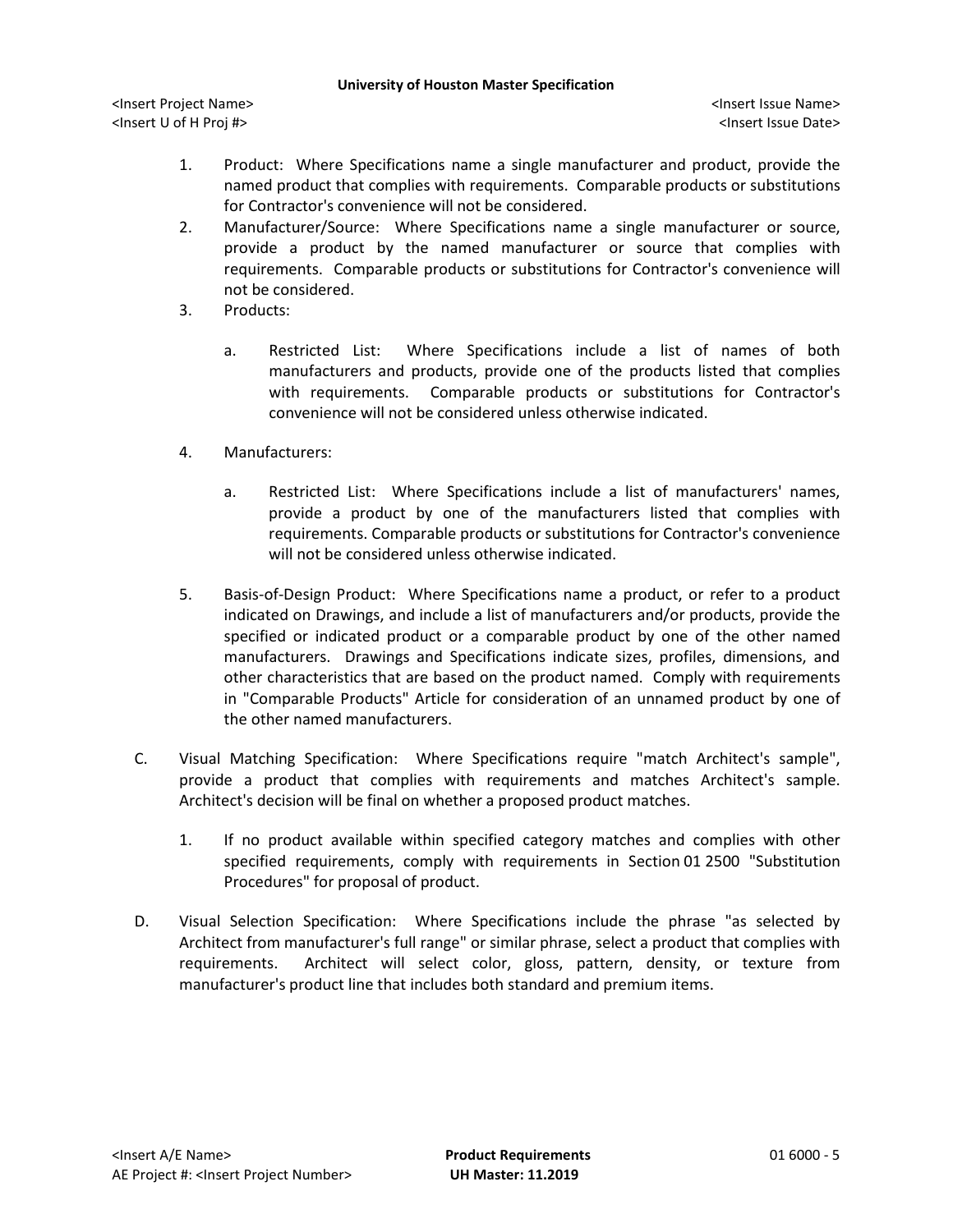1. Product: Where Specifications name a single manufacturer and product, provide the named product that complies with requirements. Comparable products or substitutions for Contractor's convenience will not be considered.
2. Manufacturer/Source: Where Specifications name a single manufacturer or source, provide a product by the named manufacturer or source that complies with requirements. Comparable products or substitutions for Contractor's convenience will not be considered.
3. Products:

   a. Restricted List: Where Specifications include a list of names of both manufacturers and products, provide one of the products listed that complies with requirements. Comparable products or substitutions for Contractor's convenience will not be considered unless otherwise indicated.

4. Manufacturers:

   a. Restricted List: Where Specifications include a list of manufacturers' names, provide a product by one of the manufacturers listed that complies with requirements. Comparable products or substitutions for Contractor's convenience will not be considered unless otherwise indicated.

5. Basis-of-Design Product: Where Specifications name a product, or refer to a product indicated on Drawings, and include a list of manufacturers and/or products, provide the specified or indicated product or a comparable product by one of the other named manufacturers. Drawings and Specifications indicate sizes, profiles, dimensions, and other characteristics that are based on the product named. Comply with requirements in "Comparable Products" Article for consideration of an unnamed product by one of the other named manufacturers.

C. Visual Matching Specification: Where Specifications require "match Architect's sample", provide a product that complies with requirements and matches Architect's sample. Architect's decision will be final on whether a proposed product matches.

   1. If no product available within specified category matches and complies with other specified requirements, comply with requirements in Section 01 2500 "Substitution Procedures" for proposal of product.

D. Visual Selection Specification: Where Specifications include the phrase "as selected by Architect from manufacturer's full range" or similar phrase, select a product that complies with requirements. Architect will select color, gloss, pattern, density, or texture from manufacturer's product line that includes both standard and premium items.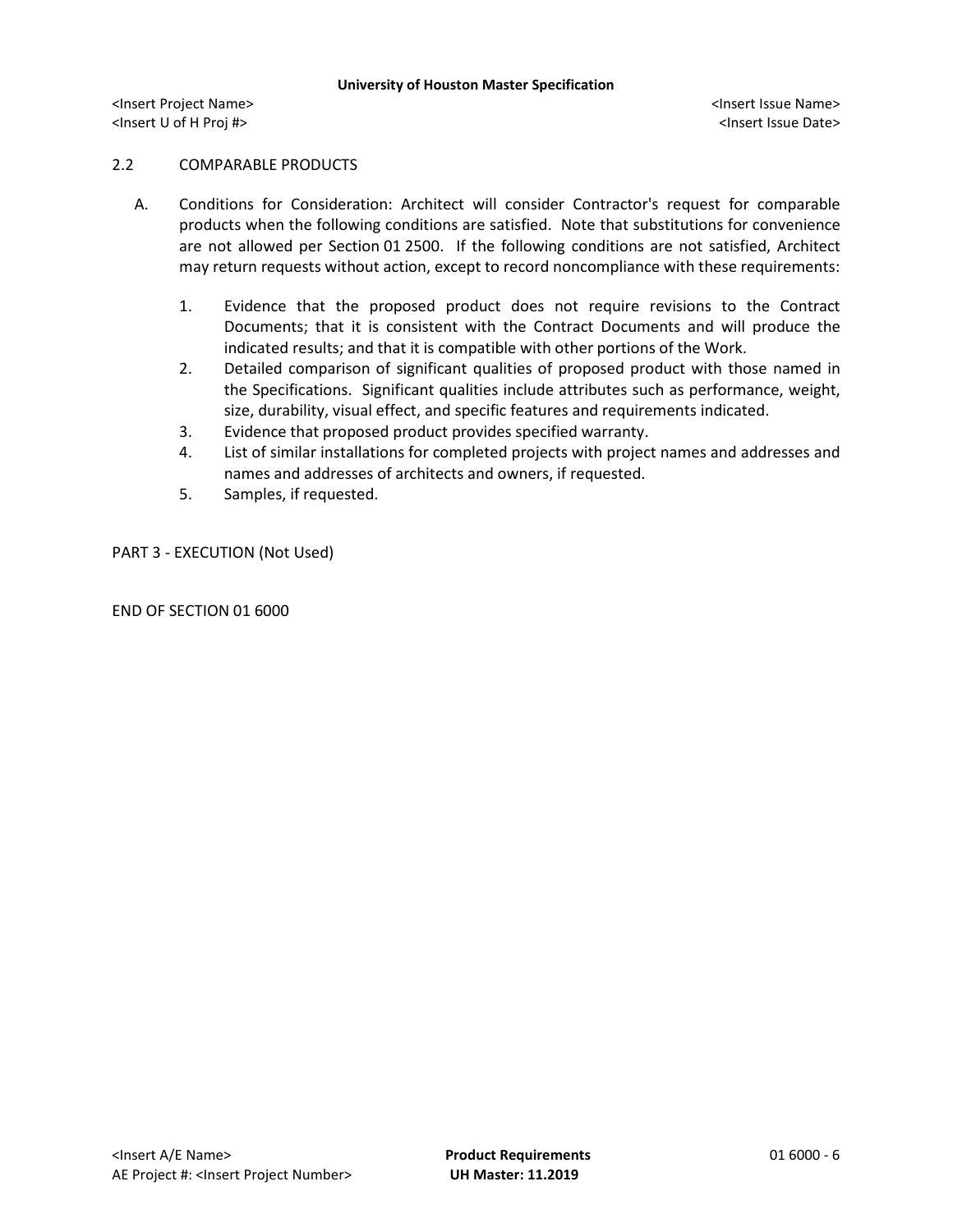## 2.2 COMPARABLE PRODUCTS

A. Conditions for Consideration: Architect will consider Contractor's request for comparable products when the following conditions are satisfied. Note that substitutions for convenience are not allowed per Section 01 2500. If the following conditions are not satisfied, Architect may return requests without action, except to record noncompliance with these requirements:

1. Evidence that the proposed product does not require revisions to the Contract Documents; that it is consistent with the Contract Documents and will produce the indicated results; and that it is compatible with other portions of the Work.
2. Detailed comparison of significant qualities of proposed product with those named in the Specifications. Significant qualities include attributes such as performance, weight, size, durability, visual effect, and specific features and requirements indicated.
3. Evidence that proposed product provides specified warranty.
4. List of similar installations for completed projects with project names and addresses and names and addresses of architects and owners, if requested.
5. Samples, if requested.

# PART 3 - EXECUTION (Not Used)

END OF SECTION 01 6000